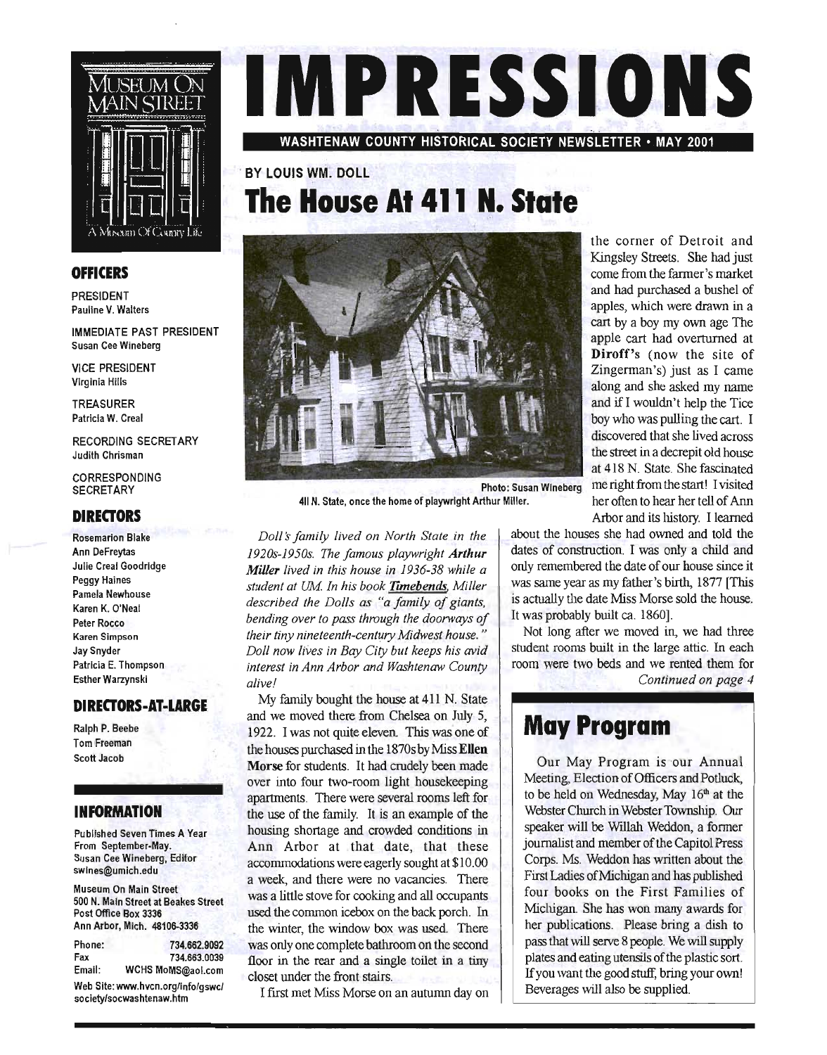# IMPRESSIONS

**WASHTENAW COUNTY HISTORICAL SOCIETY NEWSLETTER • MAY 2001**

BY LOUIS WM. DOLL

## The House At 411 N. State

Photo: Susan Wineberg

411 N. State, once the home of playwright Arthur Miller.

*Doll's family lived on North State in the 1920s-1950s. The famous playwright **Arthur Miller** lived in this house in 1936-38 while a student at UM. In his book Timebends, Miller described the Dolls as "a family of giants, bending over to pass through the doorways of their tiny nineteenth-century Midwest house." Doll now lives in Bay City but keeps his avid interest in Ann Arbor and Washtenaw County alive!*

My family bought the house at 411 N. State and we moved there from Chelsea on July 5, 1922. I was not quite eleven. This was one of the houses purchased in the 1870s by Miss **Ellen Morse** for students. It had crudely been made over into four two-room light housekeeping apartments. There were several rooms left for the use of the family. It is an example of the housing shortage and crowded conditions in Ann Arbor at that date, that these accommodations were eagerly sought at $10.00 a week, and there were no vacancies. There was a little stove for cooking and all occupants used the common icebox on the back porch. In the winter, the window box was used. There was only one complete bathroom on the second floor in the rear and a single toilet in a tiny closet under the front stairs.

I first met Miss Morse on an autumn day on the corner of Detroit and Kingsley Streets. She had just come from the farmer's market and had purchased a bushel of apples, which were drawn in a cart by a boy my own age The apple cart had overturned at **Diroff's** (now the site of Zingerman's) just as I came along and she asked my name and if I wouldn't help the Tice boy who was pulling the cart. I discovered that she lived across the street in a decrepit old house at 418 N. State. She fascinated me right from the start! I visited her often to hear her tell of Ann Arbor and its history. I learned about the houses she had owned and told the dates of construction. I was only a child and only remembered the date of our house since it was same year as my father's birth, 1877 [This is actually the date Miss Morse sold the house. It was probably built ca. 1860].

Not long after we moved in, we had three student rooms built in the large attic. In each room were two beds and we rented them for

*Continued on page 4*

## May Program

Our May Program is our Annual Meeting, Election of Officers and Potluck, to be held on Wednesday, May 16th at the Webster Church in Webster Township. Our speaker will be Willah Weddon, a former journalist and member of the Capitol Press Corps. Ms. Weddon has written about the First Ladies of Michigan and has published four books on the First Families of Michigan. She has won many awards for her publications. Please bring a dish to pass that will serve 8 people. We will supply plates and eating utensils of the plastic sort. If you want the good stuff, bring your own! Beverages will also be supplied.

---

MUSEUM ON MAIN STREET — A Museum Of Country Life

### OFFICERS

PRESIDENT
Pauline V. Walters

IMMEDIATE PAST PRESIDENT
Susan Cee Wineberg

VICE PRESIDENT
Virginia Hills

TREASURER
Patricia W. Creal

RECORDING SECRETARY
Judith Chrisman

CORRESPONDING SECRETARY

### DIRECTORS

Rosemarion Blake
Ann DeFreytas
Julie Creal Goodridge
Peggy Haines
Pamela Newhouse
Karen K. O'Neal
Peter Rocco
Karen Simpson
Jay Snyder
Patricia E. Thompson
Esther Warzynski

### DIRECTORS-AT-LARGE

Ralph P. Beebe
Tom Freeman
Scott Jacob

### INFORMATION

Published Seven Times A Year From September-May.
Susan Cee Wineberg, Editor
swines@umich.edu

Museum On Main Street
500 N. Main Street at Beakes Street
Post Office Box 3336
Ann Arbor, Mich. 48106-3336

Phone: 734.662.9092
Fax 734.663.0039
Email: WCHS MoMS@aol.com

Web Site: www.hvcn.org/info/gswc/society/socwashtenaw.htm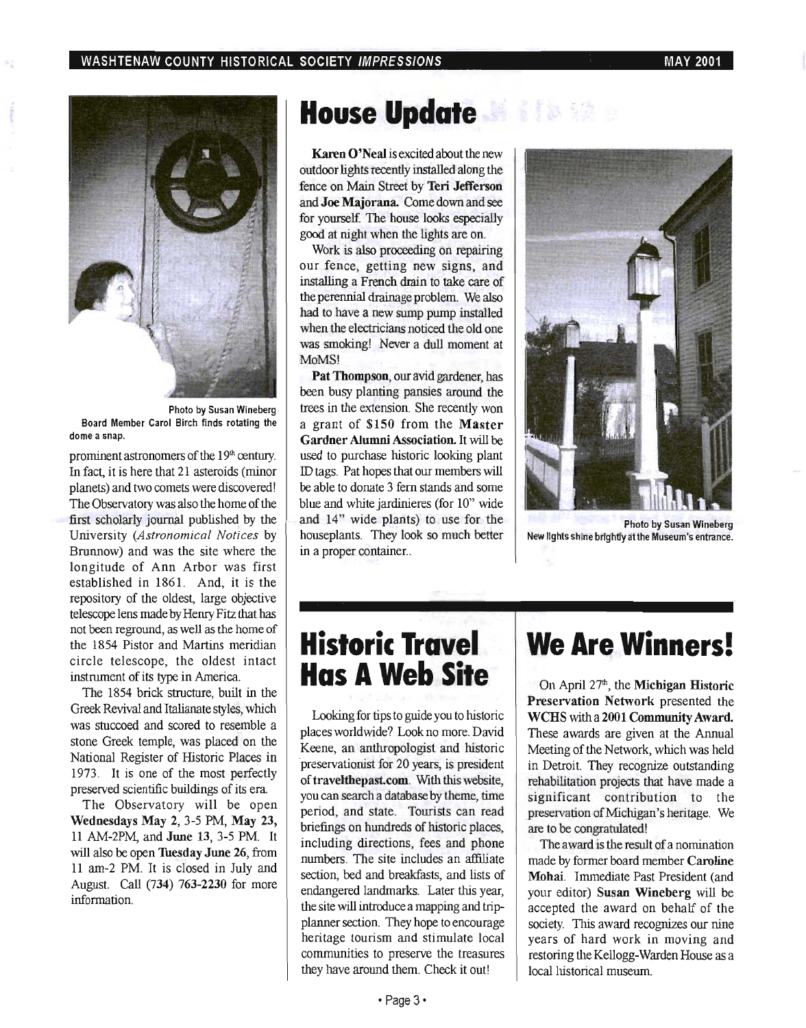Photo by Susan Wineberg
Board Member Carol Birch finds rotating the dome a snap.

prominent astronomers of the 19th century. In fact, it is here that 21 asteroids (minor planets) and two comets were discovered! The Observatory was also the home of the first scholarly journal published by the University (*Astronomical Notices* by Brunnow) and was the site where the longitude of Ann Arbor was first established in 1861. And, it is the repository of the oldest, large objective telescope lens made by Henry Fitz that has not been reground, as well as the home of the 1854 Pistor and Martins meridian circle telescope, the oldest intact instrument of its type in America.

The 1854 brick structure, built in the Greek Revival and Italianate styles, which was stuccoed and scored to resemble a stone Greek temple, was placed on the National Register of Historic Places in 1973. It is one of the most perfectly preserved scientific buildings of its era.

The Observatory will be open **Wednesdays May 2**, 3-5 PM, **May 23**, 11 AM-2PM, and **June 13**, 3-5 PM. It will also be open **Tuesday June 26**, from 11 am-2 PM. It is closed in July and August. Call **(734) 763-2230** for more information.

# House Update

**Karen O'Neal** is excited about the new outdoor lights recently installed along the fence on Main Street by **Teri Jefferson** and **Joe Majorana**. Come down and see for yourself. The house looks especially good at night when the lights are on.

Work is also proceeding on repairing our fence, getting new signs, and installing a French drain to take care of the perennial drainage problem. We also had to have a new sump pump installed when the electricians noticed the old one was smoking! Never a dull moment at MoMS!

**Pat Thompson**, our avid gardener, has been busy planting pansies around the trees in the extension. She recently won a grant of $150 from the **Master Gardner Alumni Association.** It will be used to purchase historic looking plant ID tags. Pat hopes that our members will be able to donate 3 fern stands and some blue and white jardinieres (for 10" wide and 14" wide plants) to use for the houseplants. They look so much better in a proper container..

Photo by Susan Wineberg
New lights shine brightly at the Museum's entrance.

# Historic Travel Has A Web Site

Looking for tips to guide you to historic places worldwide? Look no more. David Keene, an anthropologist and historic preservationist for 20 years, is president of **travelthepast.com**. With this website, you can search a database by theme, time period, and state. Tourists can read briefings on hundreds of historic places, including directions, fees and phone numbers. The site includes an affiliate section, bed and breakfasts, and lists of endangered landmarks. Later this year, the site will introduce a mapping and trip-planner section. They hope to encourage heritage tourism and stimulate local communities to preserve the treasures they have around them. Check it out!

# We Are Winners!

On April 27th, the **Michigan Historic Preservation Network** presented the **WCHS** with a **2001 Community Award.** These awards are given at the Annual Meeting of the Network, which was held in Detroit. They recognize outstanding rehabilitation projects that have made a significant contribution to the preservation of Michigan's heritage. We are to be congratulated!

The award is the result of a nomination made by former board member **Caroline Mohai**. Immediate Past President (and your editor) **Susan Wineberg** will be accepted the award on behalf of the society. This award recognizes our nine years of hard work in moving and restoring the Kellogg-Warden House as a local historical museum.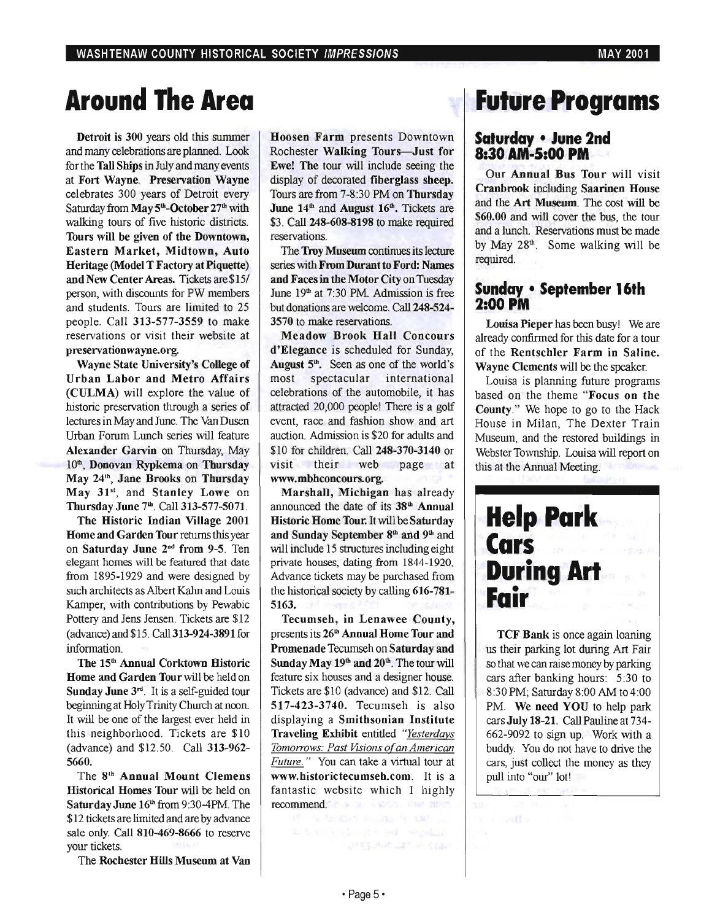# Around The Area

**Detroit is 300** years old this summer and many celebrations are planned. Look for the **Tall Ships** in July and many events at **Fort Wayne**. **Preservation Wayne** celebrates 300 years of Detroit every Saturday from **May 5th-October 27th** with walking tours of five historic districts. **Tours will be given of the Downtown, Eastern Market, Midtown, Auto Heritage (Model T Factory at Piquette) and New Center Areas.** Tickets are $15/ person, with discounts for PW members and students. Tours are limited to 25 people. Call **313-577-3559** to make reservations or visit their website at **preservationwayne.org**.

**Wayne State University's College of Urban Labor and Metro Affairs (CULMA)** will explore the value of historic preservation through a series of lectures in May and June. The Van Dusen Urban Forum Lunch series will feature **Alexander Garvin** on Thursday, May 10th, **Donovan Rypkema** on **Thursday May 24th**, **Jane Brooks** on **Thursday May 31st**, and **Stanley Lowe** on **Thursday June 7th**. Call **313-577-5071**.

**The Historic Indian Village 2001 Home and Garden Tour** returns this year on **Saturday June 2nd from 9-5**. Ten elegant homes will be featured that date from 1895-1929 and were designed by such architects as Albert Kahn and Louis Kamper, with contributions by Pewabic Pottery and Jens Jensen. Tickets are $12 (advance) and $15. Call **313-924-3891** for information.

**The 15th Annual Corktown Historic Home and Garden Tour** will be held on **Sunday June 3rd**. It is a self-guided tour beginning at Holy Trinity Church at noon. It will be one of the largest ever held in this neighborhood. Tickets are $10 (advance) and $12.50. Call **313-962-5660**.

The **8th Annual Mount Clemens Historical Homes Tour** will be held on **Saturday June 16th** from 9:30-4PM. The $12 tickets are limited and are by advance sale only. Call **810-469-8666** to reserve your tickets.

The **Rochester Hills Museum at Van Hoosen Farm** presents Downtown Rochester **Walking Tours—Just for Ewe! The** tour will include seeing the display of decorated **fiberglass sheep.** Tours are from 7-8:30 PM on **Thursday June 14th** and **August 16th**. Tickets are $3. Call **248-608-8198** to make required reservations.

The **Troy Museum** continues its lecture series with **From Durant to Ford: Names and Faces in the Motor City** on Tuesday June 19th at 7:30 PM. Admission is free but donations are welcome. Call **248-524-3570** to make reservations.

**Meadow Brook Hall Concours d'Elegance** is scheduled for Sunday, **August 5th**. Seen as one of the world's most spectacular international celebrations of the automobile, it has attracted 20,000 people! There is a golf event, race and fashion show and art auction. Admission is $20 for adults and $10 for children. Call **248-370-3140** or visit their web page at **www.mbhconcours.org**.

**Marshall, Michigan** has already announced the date of its **38th Annual Historic Home Tour.** It will be **Saturday and Sunday September 8th and 9th** and will include 15 structures including eight private houses, dating from 1844-1920. Advance tickets may be purchased from the historical society by calling **616-781-5163.**

**Tecumseh, in Lenawee County,** presents its **26th Annual Home Tour and Promenade** Tecumseh on **Saturday and Sunday May 19th and 20th**. The tour will feature six houses and a designer house. Tickets are $10 (advance) and $12. Call **517-423-3740.** Tecumseh is also displaying a **Smithsonian Institute Traveling Exhibit** entitled *"Yesterdays Tomorrows: Past Visions of an American Future."* You can take a virtual tour at **www.historictecumseh.com**. It is a fantastic website which I highly recommend.

# Future Programs

## Saturday • June 2nd 8:30 AM-5:00 PM

Our **Annual Bus Tour** will visit **Cranbrook** including **Saarinen House** and the **Art Museum**. The cost will be **$60.00** and will cover the bus, the tour and a lunch. Reservations must be made by May 28th. Some walking will be required.

## Sunday • September 16th 2:00 PM

**Louisa Pieper** has been busy! We are already confirmed for this date for a tour of the **Rentschler Farm in Saline. Wayne Clements** will be the speaker.

Louisa is planning future programs based on the theme "**Focus on the County**." We hope to go to the Hack House in Milan, The Dexter Train Museum, and the restored buildings in Webster Township. Louisa will report on this at the Annual Meeting.

# Help Park Cars During Art Fair

**TCF Bank** is once again loaning us their parking lot during Art Fair so that we can raise money by parking cars after banking hours: 5:30 to 8:30 PM; Saturday 8:00 AM to 4:00 PM. **We need YOU** to help park cars **July 18-21**. Call Pauline at 734-662-9092 to sign up. Work with a buddy. You do not have to drive the cars, just collect the money as they pull into "our" lot!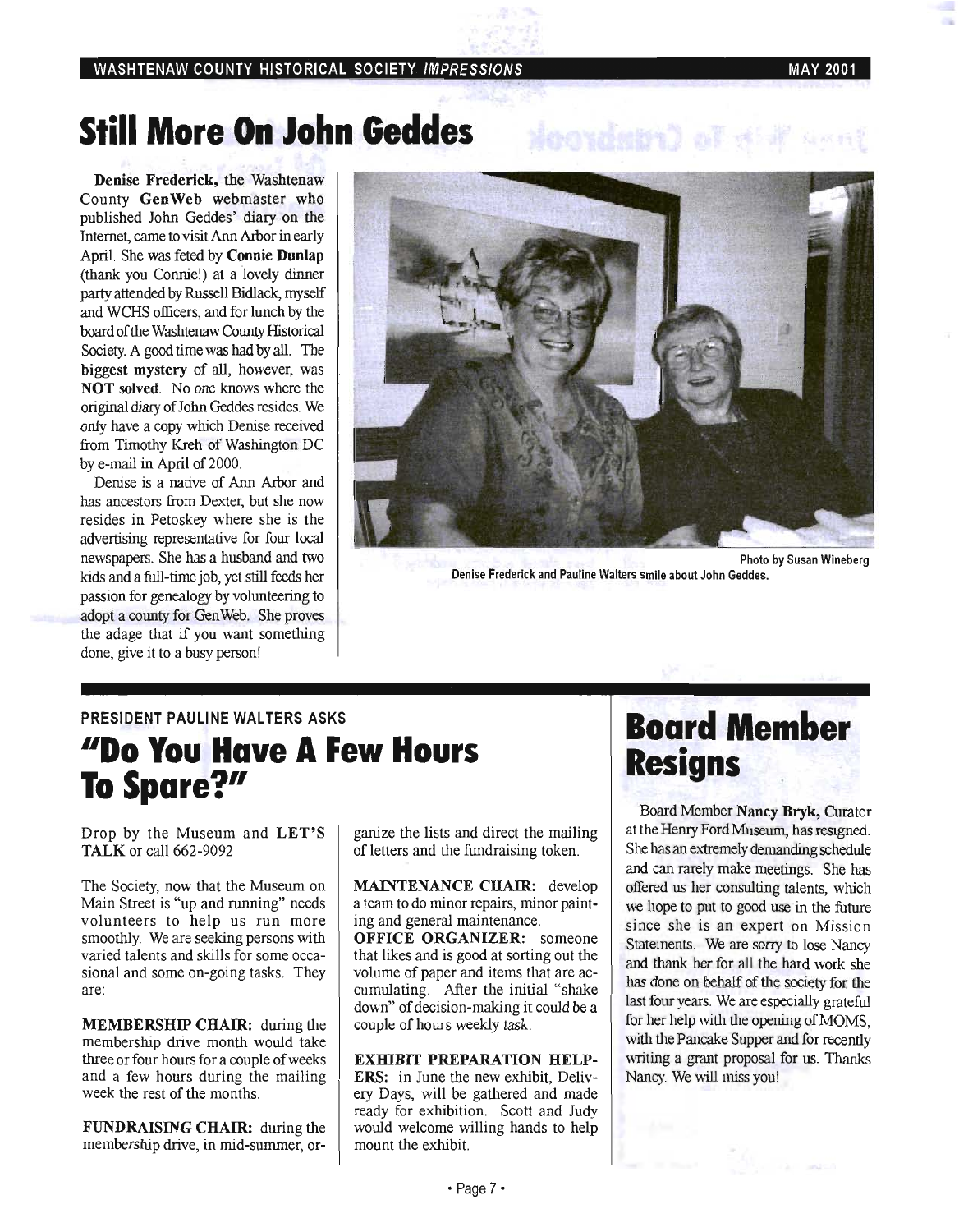# Still More On John Geddes

**Denise Frederick,** the Washtenaw County **GenWeb** webmaster who published John Geddes' diary on the Internet, came to visit Ann Arbor in early April. She was feted by **Connie Dunlap** (thank you Connie!) at a lovely dinner party attended by Russell Bidlack, myself and WCHS officers, and for lunch by the board of the Washtenaw County Historical Society. A good time was had by all. The **biggest mystery** of all, however, was **NOT solved**. No one knows where the original diary of John Geddes resides. We only have a copy which Denise received from Timothy Kreh of Washington DC by e-mail in April of 2000.

Denise is a native of Ann Arbor and has ancestors from Dexter, but she now resides in Petoskey where she is the advertising representative for four local newspapers. She has a husband and two kids and a full-time job, yet still feeds her passion for genealogy by volunteering to adopt a county for GenWeb. She proves the adage that if you want something done, give it to a busy person!

Photo by Susan Wineberg
Denise Frederick and Pauline Walters smile about John Geddes.

PRESIDENT PAULINE WALTERS ASKS

## "Do You Have A Few Hours To Spare?"

Drop by the Museum and **LET'S TALK** or call 662-9092

The Society, now that the Museum on Main Street is "up and running" needs volunteers to help us run more smoothly. We are seeking persons with varied talents and skills for some occasional and some on-going tasks. They are:

**MEMBERSHIP CHAIR:** during the membership drive month would take three or four hours for a couple of weeks and a few hours during the mailing week the rest of the months.

**FUNDRAISING CHAIR:** during the membership drive, in mid-summer, organize the lists and direct the mailing of letters and the fundraising token.

**MAINTENANCE CHAIR:** develop a team to do minor repairs, minor painting and general maintenance.

**OFFICE ORGANIZER:** someone that likes and is good at sorting out the volume of paper and items that are accumulating. After the initial "shake down" of decision-making it could be a couple of hours weekly task.

**EXHIBIT PREPARATION HELPERS:** in June the new exhibit, Delivery Days, will be gathered and made ready for exhibition. Scott and Judy would welcome willing hands to help mount the exhibit.

## Board Member Resigns

Board Member **Nancy Bryk,** Curator at the Henry Ford Museum, has resigned. She has an extremely demanding schedule and can rarely make meetings. She has offered us her consulting talents, which we hope to put to good use in the future since she is an expert on Mission Statements. We are sorry to lose Nancy and thank her for all the hard work she has done on behalf of the society for the last four years. We are especially grateful for her help with the opening of MOMS, with the Pancake Supper and for recently writing a grant proposal for us. Thanks Nancy. We will miss you!